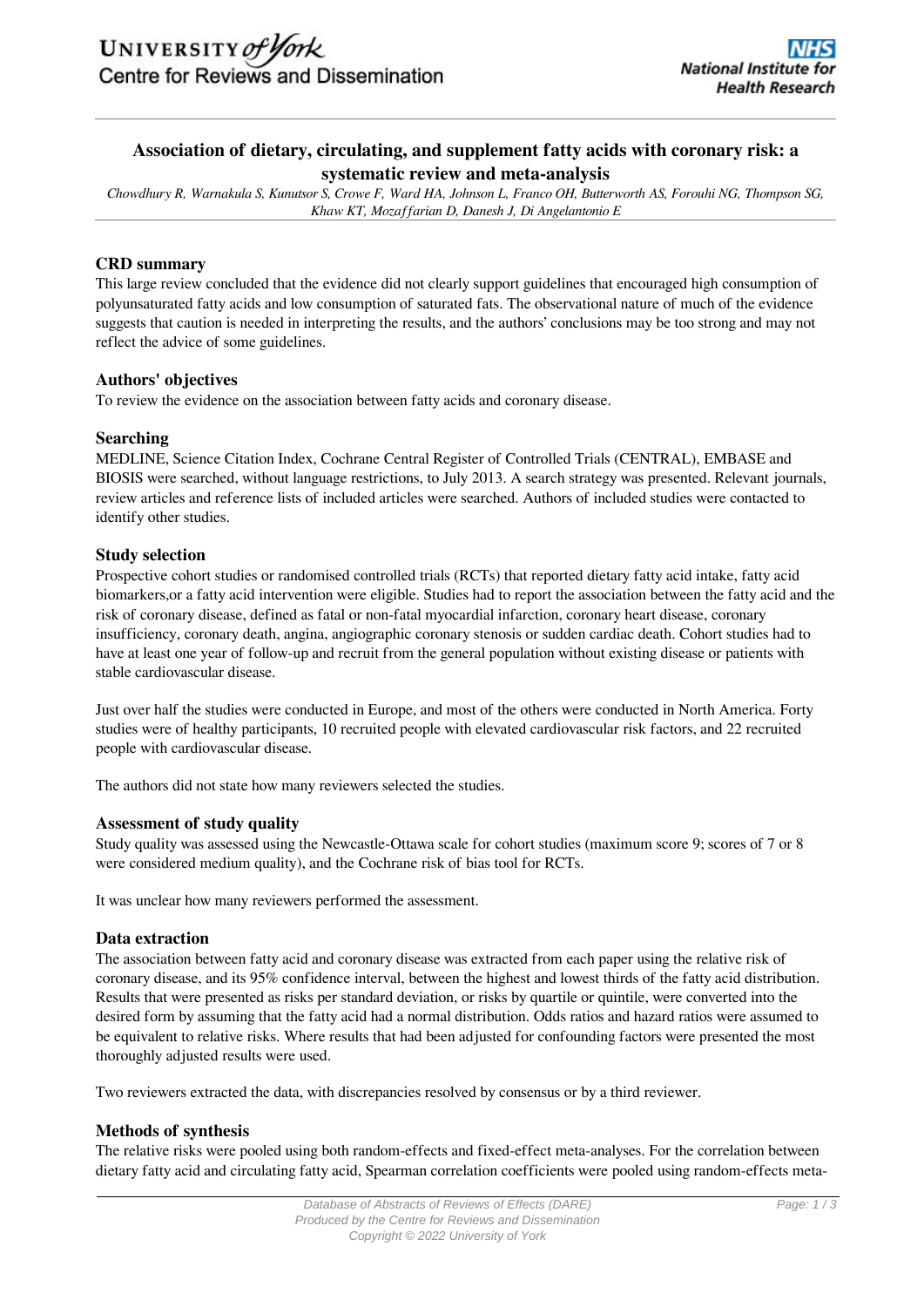# Association of dietary, circulating, and supplement fatty acids with coronary risk: a systematic review and meta-analysis

*Chowdhury R, Warnakula S, Kunutsor S, Crowe F, Ward HA, Johnson L, Franco OH, Butterworth AS, Forouhi NG, Thompson SG, Khaw KT, Mozaffarian D, Danesh J, Di Angelantonio E*

## CRD summary

This large review concluded that the evidence did not clearly support guidelines that encouraged high consumption of polyunsaturated fatty acids and low consumption of saturated fats. The observational nature of much of the evidence suggests that caution is needed in interpreting the results, and the authors' conclusions may be too strong and may not reflect the advice of some guidelines.

## Authors' objectives

To review the evidence on the association between fatty acids and coronary disease.

## Searching

MEDLINE, Science Citation Index, Cochrane Central Register of Controlled Trials (CENTRAL), EMBASE and BIOSIS were searched, without language restrictions, to July 2013. A search strategy was presented. Relevant journals, review articles and reference lists of included articles were searched. Authors of included studies were contacted to identify other studies.

## Study selection

Prospective cohort studies or randomised controlled trials (RCTs) that reported dietary fatty acid intake, fatty acid biomarkers,or a fatty acid intervention were eligible. Studies had to report the association between the fatty acid and the risk of coronary disease, defined as fatal or non-fatal myocardial infarction, coronary heart disease, coronary insufficiency, coronary death, angina, angiographic coronary stenosis or sudden cardiac death. Cohort studies had to have at least one year of follow-up and recruit from the general population without existing disease or patients with stable cardiovascular disease.

Just over half the studies were conducted in Europe, and most of the others were conducted in North America. Forty studies were of healthy participants, 10 recruited people with elevated cardiovascular risk factors, and 22 recruited people with cardiovascular disease.

The authors did not state how many reviewers selected the studies.

## Assessment of study quality

Study quality was assessed using the Newcastle-Ottawa scale for cohort studies (maximum score 9; scores of 7 or 8 were considered medium quality), and the Cochrane risk of bias tool for RCTs.

It was unclear how many reviewers performed the assessment.

## Data extraction

The association between fatty acid and coronary disease was extracted from each paper using the relative risk of coronary disease, and its 95% confidence interval, between the highest and lowest thirds of the fatty acid distribution. Results that were presented as risks per standard deviation, or risks by quartile or quintile, were converted into the desired form by assuming that the fatty acid had a normal distribution. Odds ratios and hazard ratios were assumed to be equivalent to relative risks. Where results that had been adjusted for confounding factors were presented the most thoroughly adjusted results were used.

Two reviewers extracted the data, with discrepancies resolved by consensus or by a third reviewer.

## Methods of synthesis

The relative risks were pooled using both random-effects and fixed-effect meta-analyses. For the correlation between dietary fatty acid and circulating fatty acid, Spearman correlation coefficients were pooled using random-effects meta-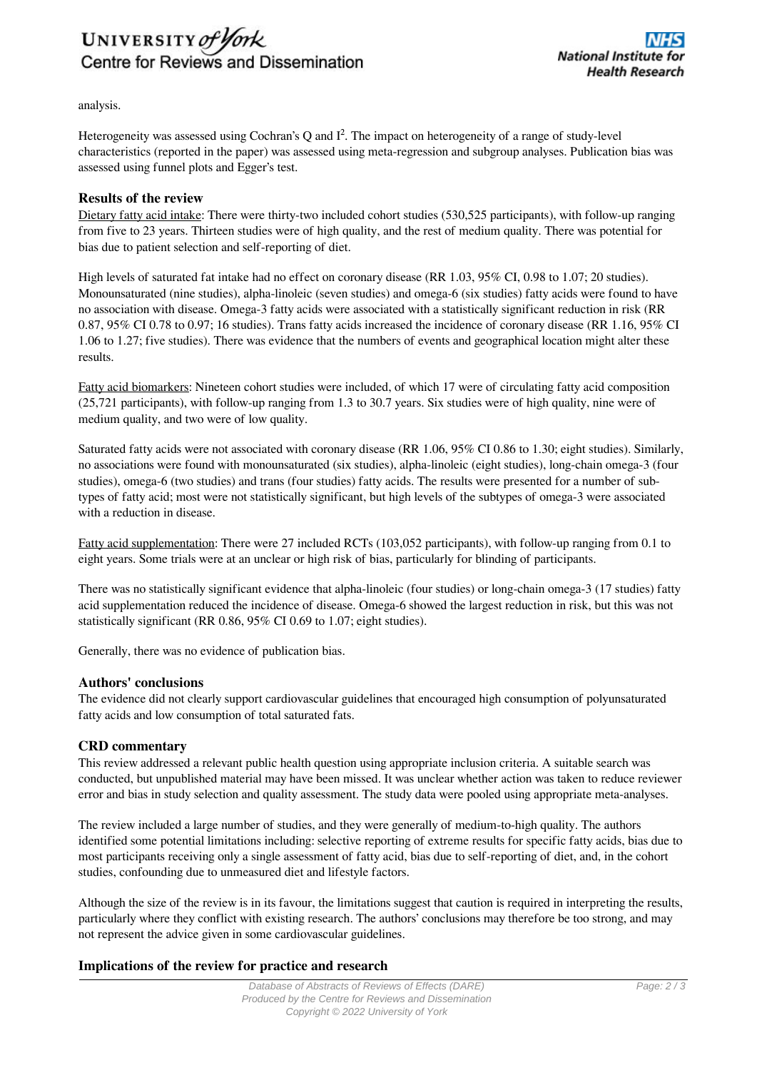analysis.

Heterogeneity was assessed using Cochran's Q and $I^2$. The impact on heterogeneity of a range of study-level characteristics (reported in the paper) was assessed using meta-regression and subgroup analyses. Publication bias was assessed using funnel plots and Egger's test.

### Results of the review

Dietary fatty acid intake: There were thirty-two included cohort studies (530,525 participants), with follow-up ranging from five to 23 years. Thirteen studies were of high quality, and the rest of medium quality. There was potential for bias due to patient selection and self-reporting of diet.

High levels of saturated fat intake had no effect on coronary disease (RR 1.03, 95% CI, 0.98 to 1.07; 20 studies). Monounsaturated (nine studies), alpha-linoleic (seven studies) and omega-6 (six studies) fatty acids were found to have no association with disease. Omega-3 fatty acids were associated with a statistically significant reduction in risk (RR 0.87, 95% CI 0.78 to 0.97; 16 studies). Trans fatty acids increased the incidence of coronary disease (RR 1.16, 95% CI 1.06 to 1.27; five studies). There was evidence that the numbers of events and geographical location might alter these results.

Fatty acid biomarkers: Nineteen cohort studies were included, of which 17 were of circulating fatty acid composition (25,721 participants), with follow-up ranging from 1.3 to 30.7 years. Six studies were of high quality, nine were of medium quality, and two were of low quality.

Saturated fatty acids were not associated with coronary disease (RR 1.06, 95% CI 0.86 to 1.30; eight studies). Similarly, no associations were found with monounsaturated (six studies), alpha-linoleic (eight studies), long-chain omega-3 (four studies), omega-6 (two studies) and trans (four studies) fatty acids. The results were presented for a number of sub-types of fatty acid; most were not statistically significant, but high levels of the subtypes of omega-3 were associated with a reduction in disease.

Fatty acid supplementation: There were 27 included RCTs (103,052 participants), with follow-up ranging from 0.1 to eight years. Some trials were at an unclear or high risk of bias, particularly for blinding of participants.

There was no statistically significant evidence that alpha-linoleic (four studies) or long-chain omega-3 (17 studies) fatty acid supplementation reduced the incidence of disease. Omega-6 showed the largest reduction in risk, but this was not statistically significant (RR 0.86, 95% CI 0.69 to 1.07; eight studies).

Generally, there was no evidence of publication bias.

### Authors' conclusions

The evidence did not clearly support cardiovascular guidelines that encouraged high consumption of polyunsaturated fatty acids and low consumption of total saturated fats.

### CRD commentary

This review addressed a relevant public health question using appropriate inclusion criteria. A suitable search was conducted, but unpublished material may have been missed. It was unclear whether action was taken to reduce reviewer error and bias in study selection and quality assessment. The study data were pooled using appropriate meta-analyses.

The review included a large number of studies, and they were generally of medium-to-high quality. The authors identified some potential limitations including: selective reporting of extreme results for specific fatty acids, bias due to most participants receiving only a single assessment of fatty acid, bias due to self-reporting of diet, and, in the cohort studies, confounding due to unmeasured diet and lifestyle factors.

Although the size of the review is in its favour, the limitations suggest that caution is required in interpreting the results, particularly where they conflict with existing research. The authors' conclusions may therefore be too strong, and may not represent the advice given in some cardiovascular guidelines.

### Implications of the review for practice and research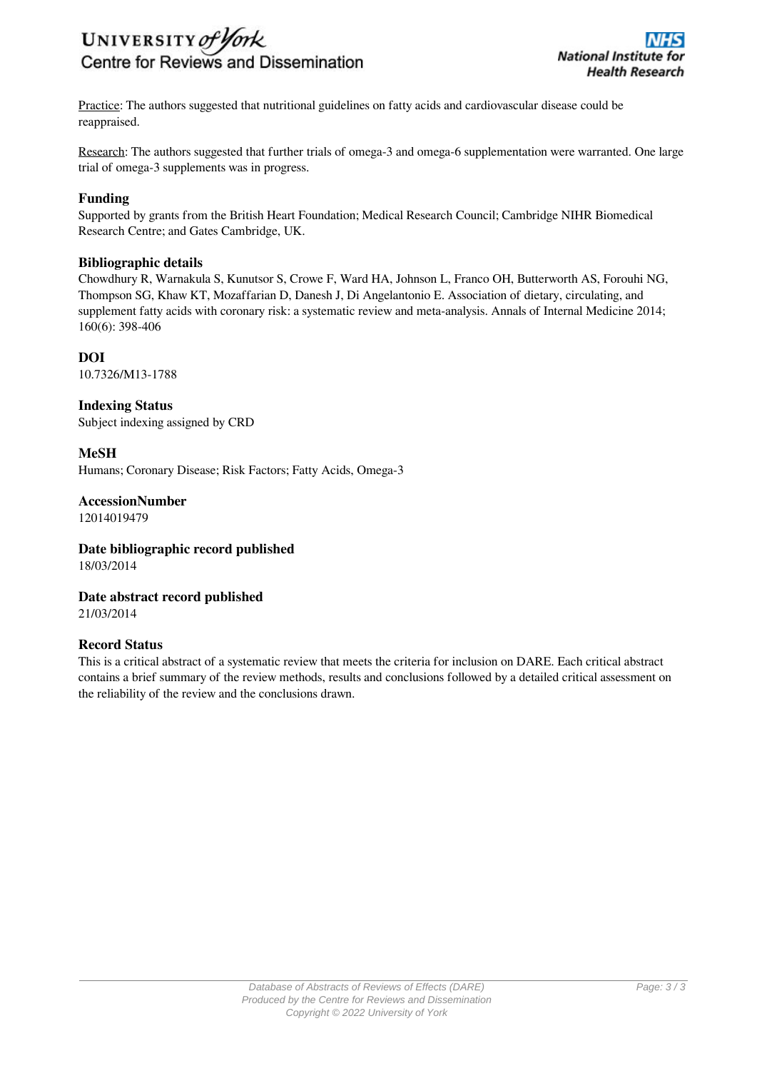Practice: The authors suggested that nutritional guidelines on fatty acids and cardiovascular disease could be reappraised.

Research: The authors suggested that further trials of omega-3 and omega-6 supplementation were warranted. One large trial of omega-3 supplements was in progress.

### Funding

Supported by grants from the British Heart Foundation; Medical Research Council; Cambridge NIHR Biomedical Research Centre; and Gates Cambridge, UK.

### Bibliographic details

Chowdhury R, Warnakula S, Kunutsor S, Crowe F, Ward HA, Johnson L, Franco OH, Butterworth AS, Forouhi NG, Thompson SG, Khaw KT, Mozaffarian D, Danesh J, Di Angelantonio E. Association of dietary, circulating, and supplement fatty acids with coronary risk: a systematic review and meta-analysis. Annals of Internal Medicine 2014; 160(6): 398-406

### DOI

10.7326/M13-1788

### Indexing Status

Subject indexing assigned by CRD

### MeSH

Humans; Coronary Disease; Risk Factors; Fatty Acids, Omega-3

### AccessionNumber

12014019479

### Date bibliographic record published

18/03/2014

### Date abstract record published

21/03/2014

### Record Status

This is a critical abstract of a systematic review that meets the criteria for inclusion on DARE. Each critical abstract contains a brief summary of the review methods, results and conclusions followed by a detailed critical assessment on the reliability of the review and the conclusions drawn.